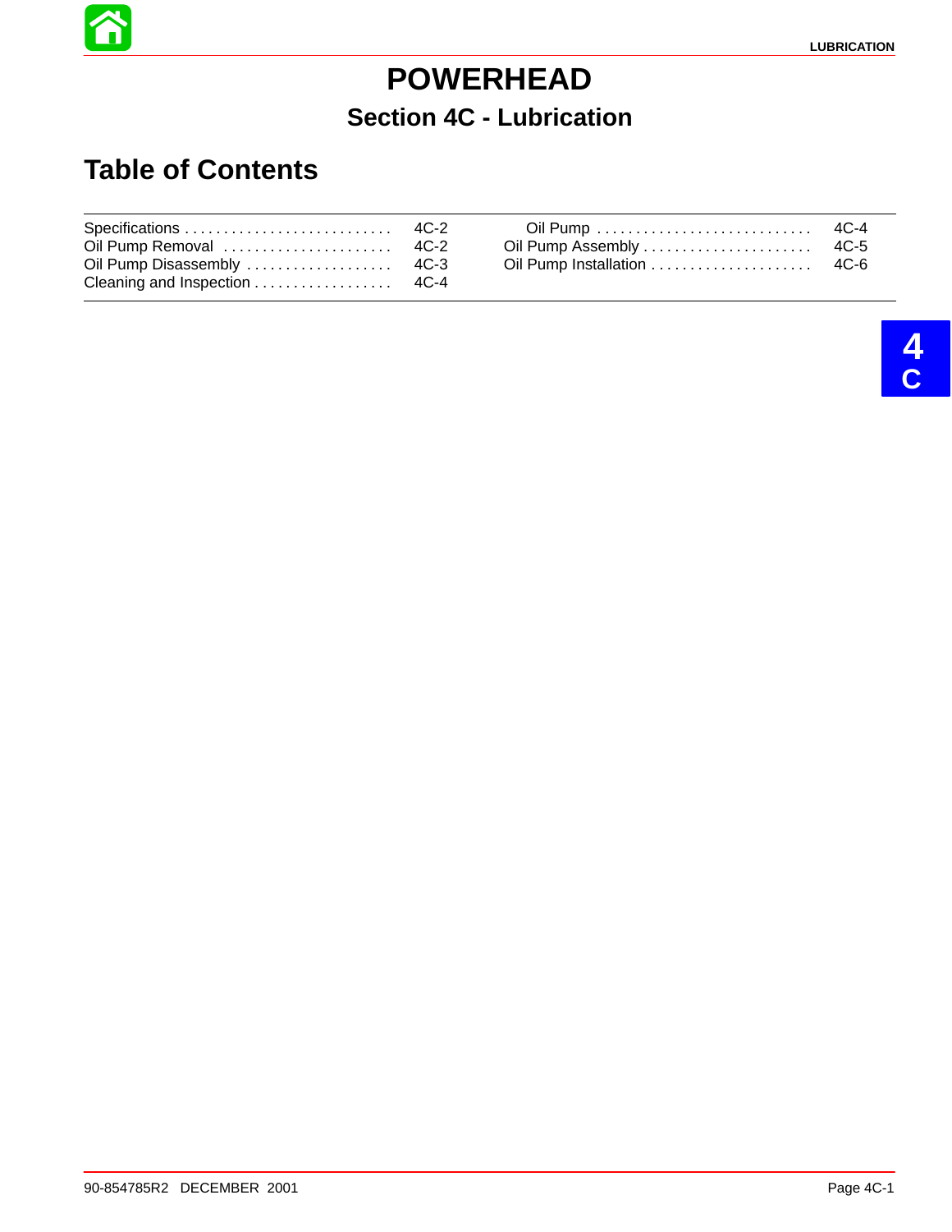# POWERHEAD

## Section 4C - Lubrication

## Table of Contents

| | |
|---|---|
| Specifications | 4C-2 |
| Oil Pump Removal | 4C-2 |
| Oil Pump Disassembly | 4C-3 |
| Cleaning and Inspection | 4C-4 |
| Oil Pump | 4C-4 |
| Oil Pump Assembly | 4C-5 |
| Oil Pump Installation | 4C-6 |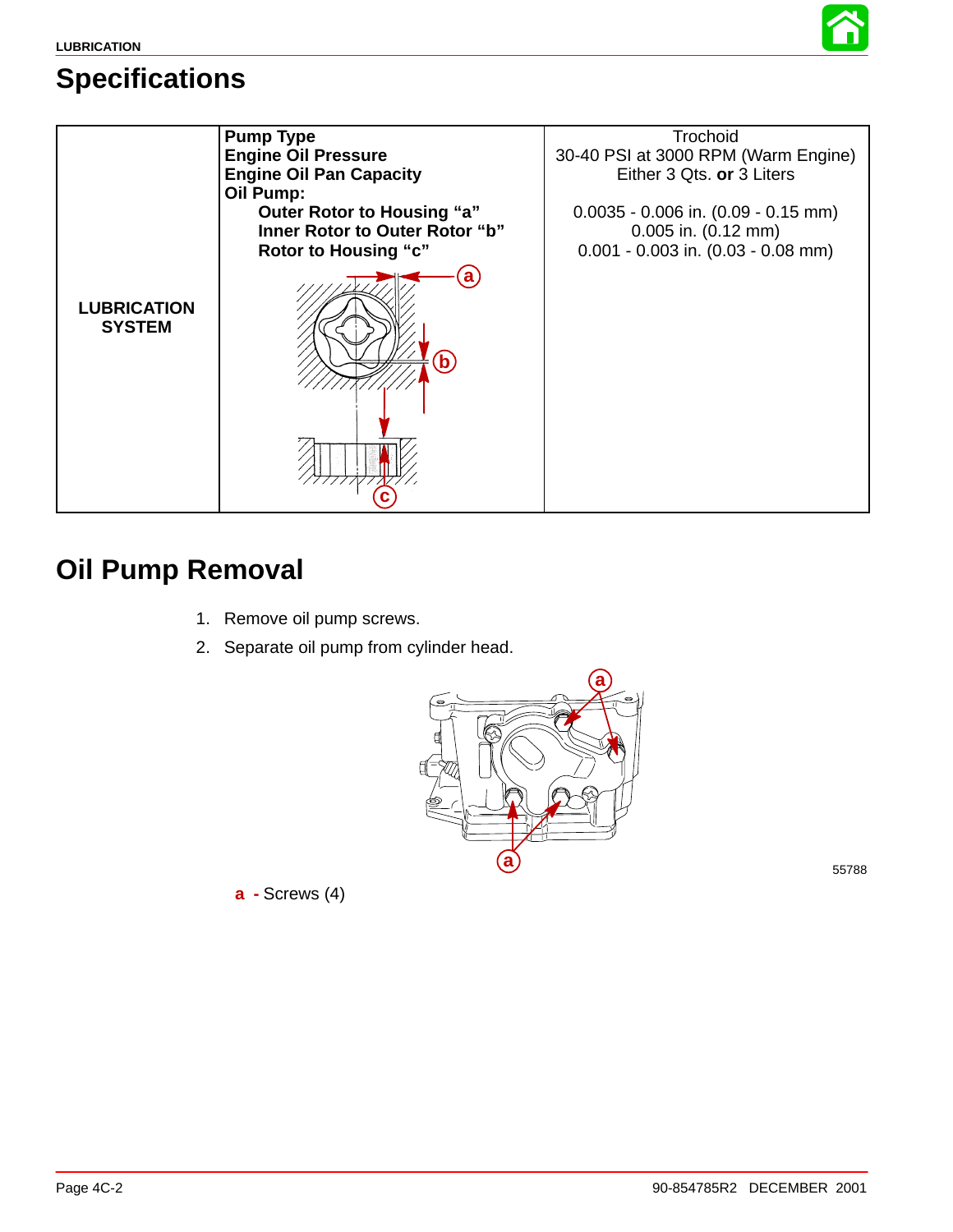## Specifications

| | | |
|---|---|---|
| **LUBRICATION SYSTEM** | **Pump Type**<br>**Engine Oil Pressure**<br>**Engine Oil Pan Capacity**<br>**Oil Pump:**<br>**Outer Rotor to Housing "a"**<br>**Inner Rotor to Outer Rotor "b"**<br>**Rotor to Housing "c"** | Trochoid<br>30-40 PSI at 3000 RPM (Warm Engine)<br>Either 3 Qts. **or** 3 Liters<br><br>0.0035 - 0.006 in. (0.09 - 0.15 mm)<br>0.005 in. (0.12 mm)<br>0.001 - 0.003 in. (0.03 - 0.08 mm) |

## Oil Pump Removal

1. Remove oil pump screws.
2. Separate oil pump from cylinder head.

55788

**a** - Screws (4)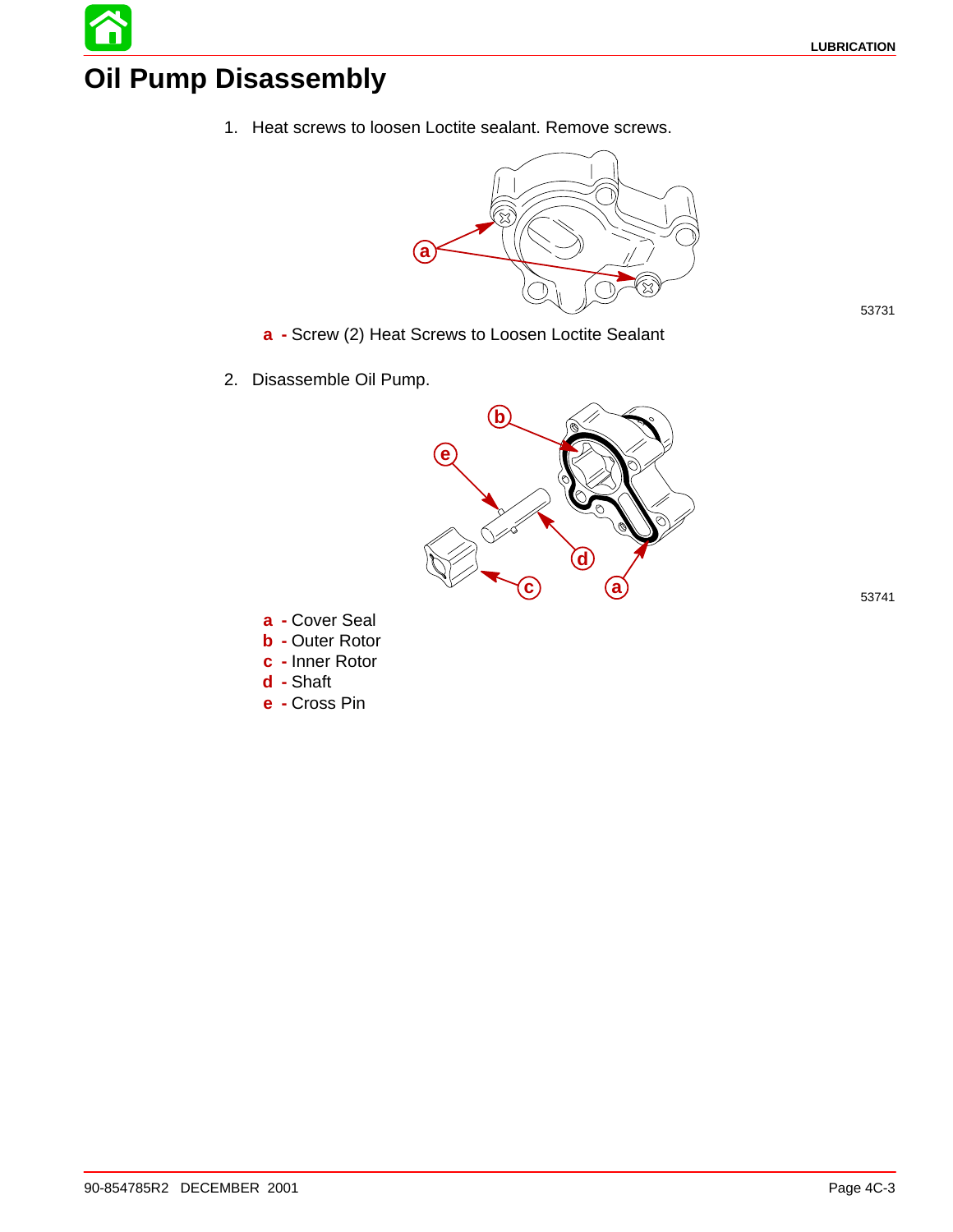# Oil Pump Disassembly

1. Heat screws to loosen Loctite sealant. Remove screws.

53731

**a** - Screw (2) Heat Screws to Loosen Loctite Sealant

2. Disassemble Oil Pump.

53741

**a** - Cover Seal
**b** - Outer Rotor
**c** - Inner Rotor
**d** - Shaft
**e** - Cross Pin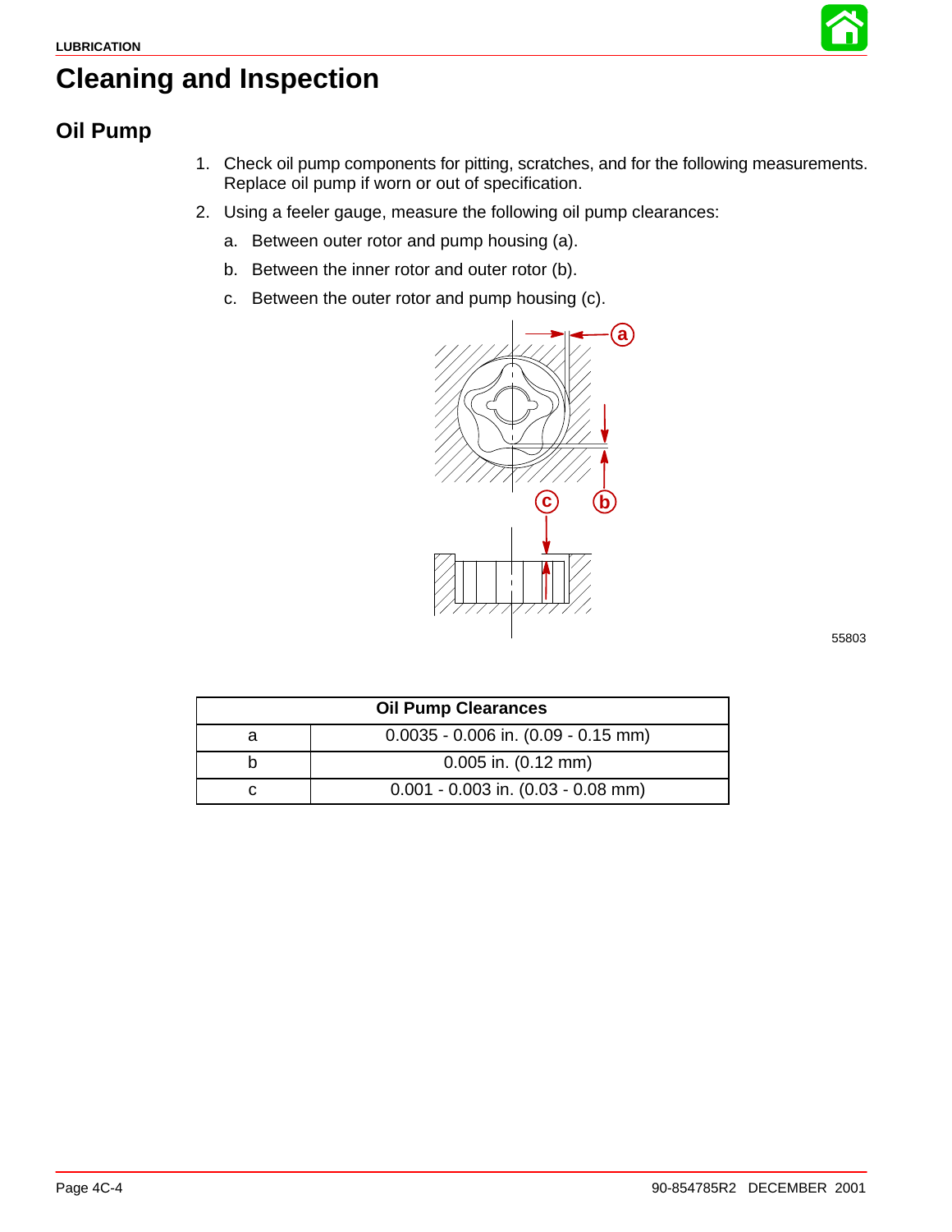# Cleaning and Inspection

## Oil Pump

1. Check oil pump components for pitting, scratches, and for the following measurements. Replace oil pump if worn or out of specification.
2. Using a feeler gauge, measure the following oil pump clearances:
   a. Between outer rotor and pump housing (a).
   b. Between the inner rotor and outer rotor (b).
   c. Between the outer rotor and pump housing (c).

55803

| Oil Pump Clearances | |
|---|---|
| a | 0.0035 - 0.006 in. (0.09 - 0.15 mm) |
| b | 0.005 in. (0.12 mm) |
| c | 0.001 - 0.003 in. (0.03 - 0.08 mm) |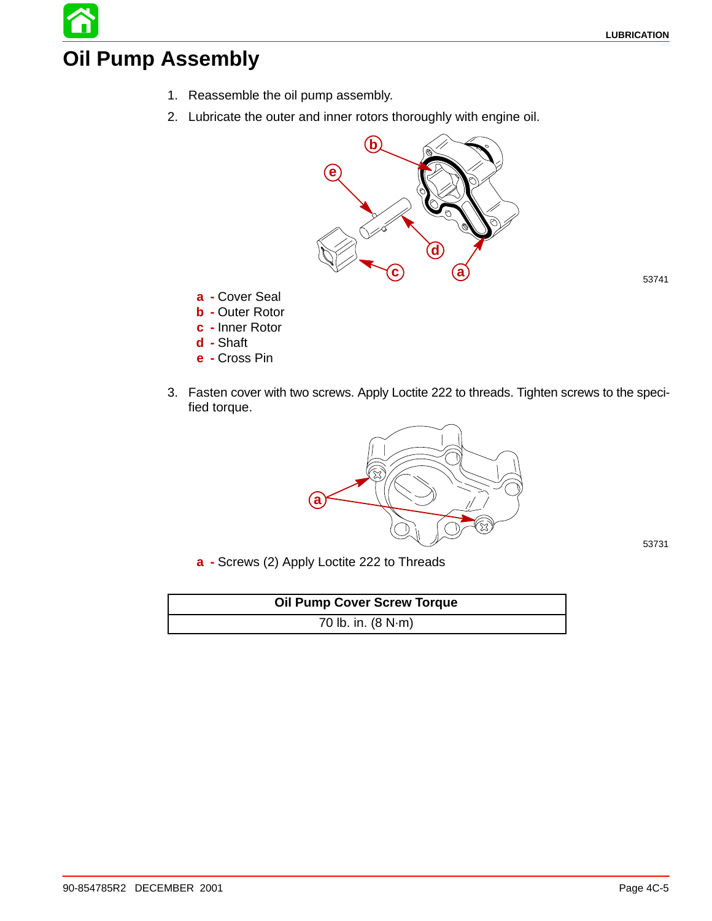# Oil Pump Assembly

1. Reassemble the oil pump assembly.
2. Lubricate the outer and inner rotors thoroughly with engine oil.

53741

**a** - Cover Seal
**b** - Outer Rotor
**c** - Inner Rotor
**d** - Shaft
**e** - Cross Pin

3. Fasten cover with two screws. Apply Loctite 222 to threads. Tighten screws to the specified torque.

53731

**a** - Screws (2) Apply Loctite 222 to Threads

| Oil Pump Cover Screw Torque |
|---|
| 70 lb. in. (8 N·m) |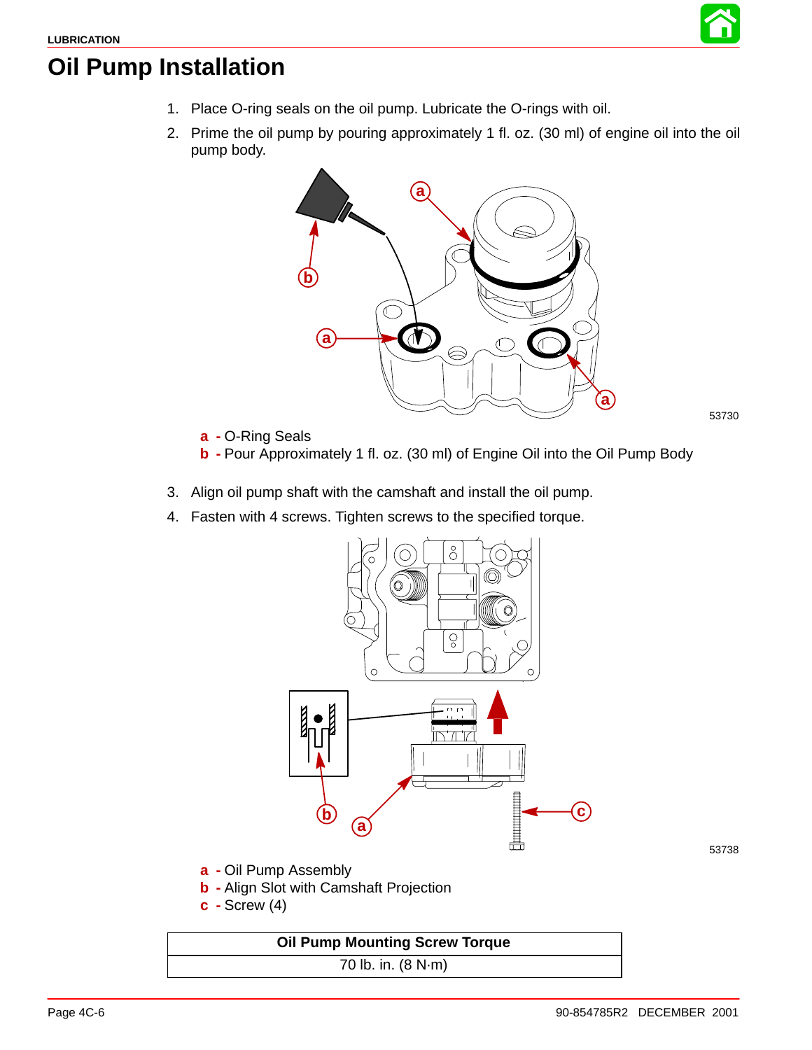# Oil Pump Installation

1. Place O-ring seals on the oil pump. Lubricate the O-rings with oil.
2. Prime the oil pump by pouring approximately 1 fl. oz. (30 ml) of engine oil into the oil pump body.

53730

**a** - O-Ring Seals
**b** - Pour Approximately 1 fl. oz. (30 ml) of Engine Oil into the Oil Pump Body

3. Align oil pump shaft with the camshaft and install the oil pump.
4. Fasten with 4 screws. Tighten screws to the specified torque.

53738

**a** - Oil Pump Assembly
**b** - Align Slot with Camshaft Projection
**c** - Screw (4)

| Oil Pump Mounting Screw Torque |
|---|
| 70 lb. in. (8 N·m) |